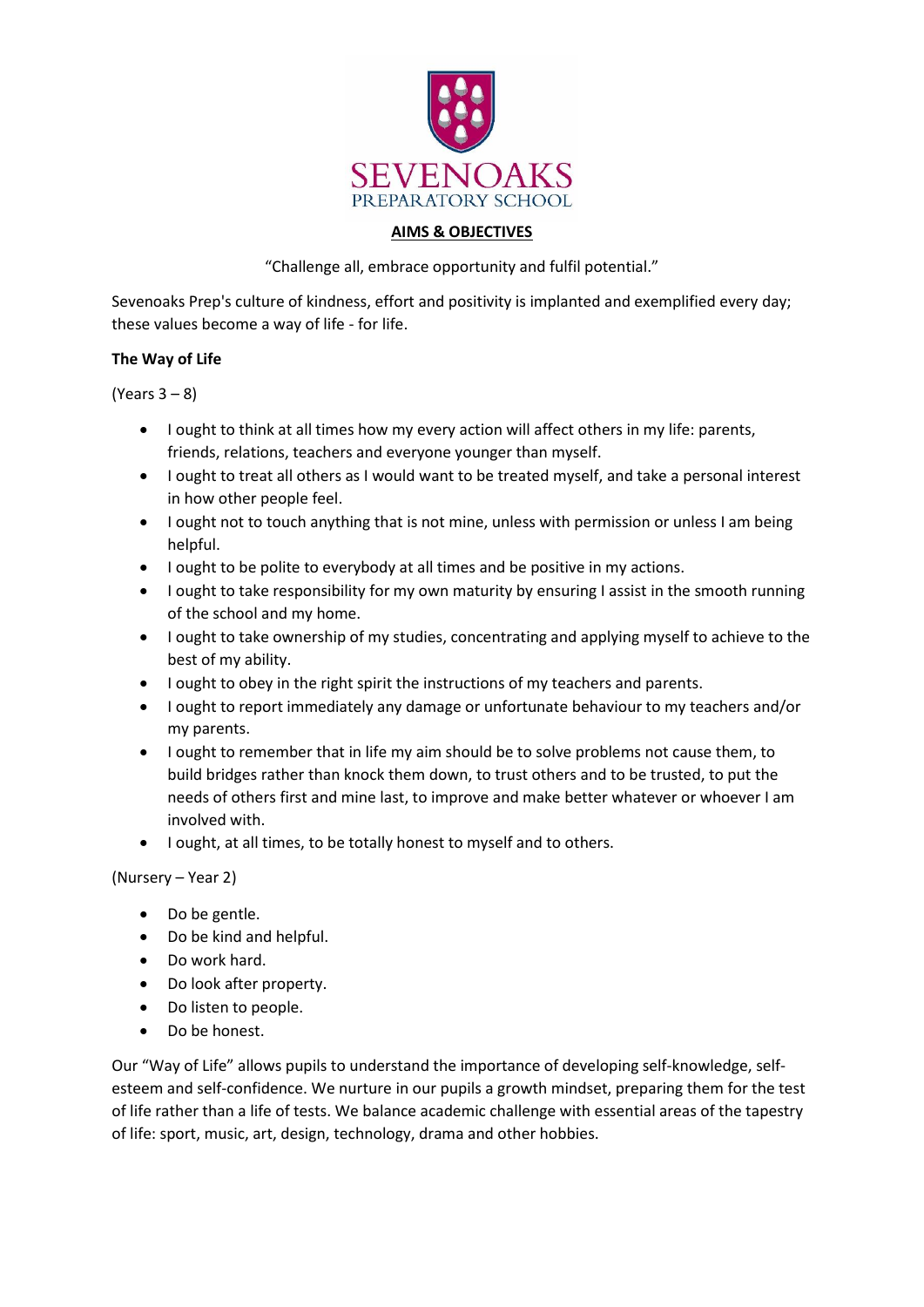SEVENOAKS
PREPARATORY SCHOOL

# AIMS & OBJECTIVES

"Challenge all, embrace opportunity and fulfil potential."

Sevenoaks Prep's culture of kindness, effort and positivity is implanted and exemplified every day; these values become a way of life - for life.

**The Way of Life**

(Years 3 – 8)

- I ought to think at all times how my every action will affect others in my life: parents, friends, relations, teachers and everyone younger than myself.
- I ought to treat all others as I would want to be treated myself, and take a personal interest in how other people feel.
- I ought not to touch anything that is not mine, unless with permission or unless I am being helpful.
- I ought to be polite to everybody at all times and be positive in my actions.
- I ought to take responsibility for my own maturity by ensuring I assist in the smooth running of the school and my home.
- I ought to take ownership of my studies, concentrating and applying myself to achieve to the best of my ability.
- I ought to obey in the right spirit the instructions of my teachers and parents.
- I ought to report immediately any damage or unfortunate behaviour to my teachers and/or my parents.
- I ought to remember that in life my aim should be to solve problems not cause them, to build bridges rather than knock them down, to trust others and to be trusted, to put the needs of others first and mine last, to improve and make better whatever or whoever I am involved with.
- I ought, at all times, to be totally honest to myself and to others.

(Nursery – Year 2)

- Do be gentle.
- Do be kind and helpful.
- Do work hard.
- Do look after property.
- Do listen to people.
- Do be honest.

Our "Way of Life" allows pupils to understand the importance of developing self-knowledge, self-esteem and self-confidence. We nurture in our pupils a growth mindset, preparing them for the test of life rather than a life of tests. We balance academic challenge with essential areas of the tapestry of life: sport, music, art, design, technology, drama and other hobbies.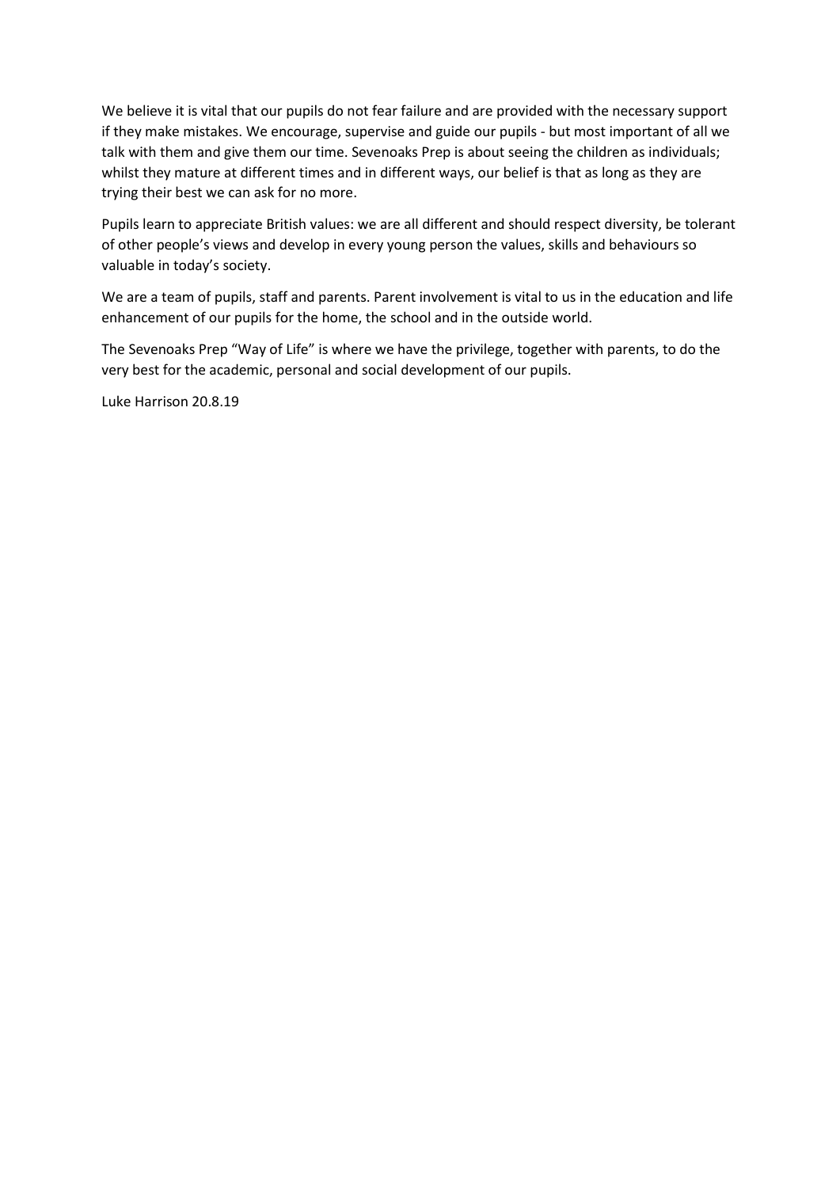We believe it is vital that our pupils do not fear failure and are provided with the necessary support if they make mistakes. We encourage, supervise and guide our pupils - but most important of all we talk with them and give them our time. Sevenoaks Prep is about seeing the children as individuals; whilst they mature at different times and in different ways, our belief is that as long as they are trying their best we can ask for no more.

Pupils learn to appreciate British values: we are all different and should respect diversity, be tolerant of other people's views and develop in every young person the values, skills and behaviours so valuable in today's society.

We are a team of pupils, staff and parents. Parent involvement is vital to us in the education and life enhancement of our pupils for the home, the school and in the outside world.

The Sevenoaks Prep "Way of Life" is where we have the privilege, together with parents, to do the very best for the academic, personal and social development of our pupils.

Luke Harrison 20.8.19